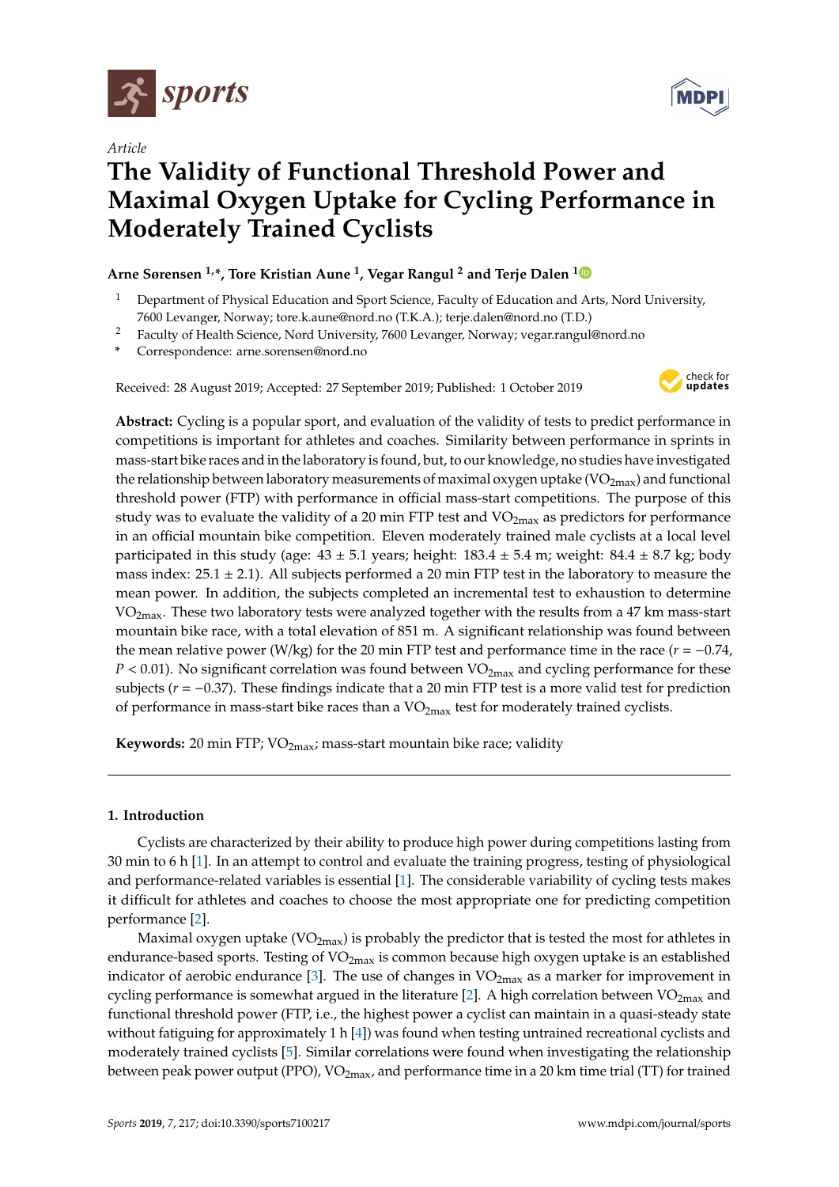*Article*

# The Validity of Functional Threshold Power and Maximal Oxygen Uptake for Cycling Performance in Moderately Trained Cyclists

**Arne Sørensen [1,*], Tore Kristian Aune [1], Vegar Rangul [2] and Terje Dalen [1]**

[1] Department of Physical Education and Sport Science, Faculty of Education and Arts, Nord University, 7600 Levanger, Norway; tore.k.aune@nord.no (T.K.A.); terje.dalen@nord.no (T.D.)

[2] Faculty of Health Science, Nord University, 7600 Levanger, Norway; vegar.rangul@nord.no

[*] Correspondence: arne.sorensen@nord.no

Received: 28 August 2019; Accepted: 27 September 2019; Published: 1 October 2019

**Abstract:** Cycling is a popular sport, and evaluation of the validity of tests to predict performance in competitions is important for athletes and coaches. Similarity between performance in sprints in mass-start bike races and in the laboratory is found, but, to our knowledge, no studies have investigated the relationship between laboratory measurements of maximal oxygen uptake ($VO_{2max}$) and functional threshold power (FTP) with performance in official mass-start competitions. The purpose of this study was to evaluate the validity of a 20 min FTP test and $VO_{2max}$ as predictors for performance in an official mountain bike competition. Eleven moderately trained male cyclists at a local level participated in this study (age: 43 ± 5.1 years; height: 183.4 ± 5.4 m; weight: 84.4 ± 8.7 kg; body mass index: 25.1 ± 2.1). All subjects performed a 20 min FTP test in the laboratory to measure the mean power. In addition, the subjects completed an incremental test to exhaustion to determine $VO_{2max}$. These two laboratory tests were analyzed together with the results from a 47 km mass-start mountain bike race, with a total elevation of 851 m. A significant relationship was found between the mean relative power (W/kg) for the 20 min FTP test and performance time in the race ($r = -0.74$, $P < 0.01$). No significant correlation was found between $VO_{2max}$ and cycling performance for these subjects ($r = -0.37$). These findings indicate that a 20 min FTP test is a more valid test for prediction of performance in mass-start bike races than a $VO_{2max}$ test for moderately trained cyclists.

**Keywords:** 20 min FTP; $VO_{2max}$; mass-start mountain bike race; validity

## 1. Introduction

Cyclists are characterized by their ability to produce high power during competitions lasting from 30 min to 6 h [1]. In an attempt to control and evaluate the training progress, testing of physiological and performance-related variables is essential [1]. The considerable variability of cycling tests makes it difficult for athletes and coaches to choose the most appropriate one for predicting competition performance [2].

Maximal oxygen uptake ($VO_{2max}$) is probably the predictor that is tested the most for athletes in endurance-based sports. Testing of $VO_{2max}$ is common because high oxygen uptake is an established indicator of aerobic endurance [3]. The use of changes in $VO_{2max}$ as a marker for improvement in cycling performance is somewhat argued in the literature [2]. A high correlation between $VO_{2max}$ and functional threshold power (FTP, i.e., the highest power a cyclist can maintain in a quasi-steady state without fatiguing for approximately 1 h [4]) was found when testing untrained recreational cyclists and moderately trained cyclists [5]. Similar correlations were found when investigating the relationship between peak power output (PPO), $VO_{2max}$, and performance time in a 20 km time trial (TT) for trained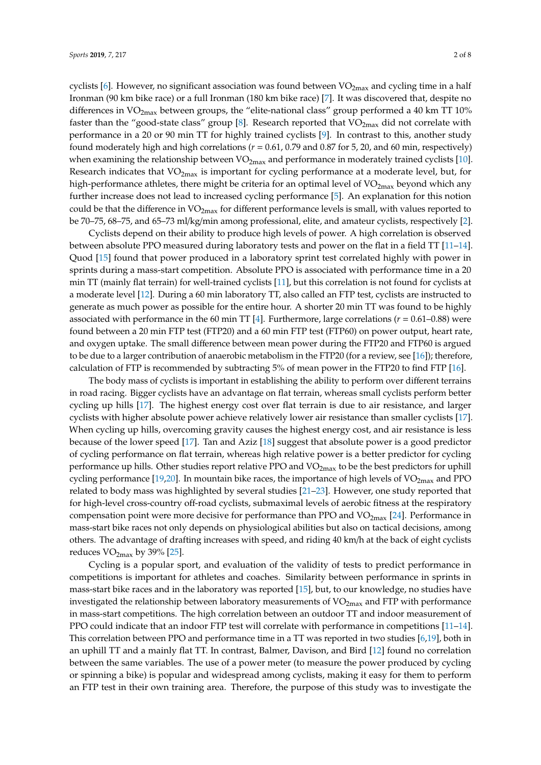cyclists [6]. However, no significant association was found between $VO_{2max}$ and cycling time in a half Ironman (90 km bike race) or a full Ironman (180 km bike race) [7]. It was discovered that, despite no differences in $VO_{2max}$ between groups, the "elite-national class" group performed a 40 km TT 10% faster than the "good-state class" group [8]. Research reported that $VO_{2max}$ did not correlate with performance in a 20 or 90 min TT for highly trained cyclists [9]. In contrast to this, another study found moderately high and high correlations ($r = 0.61$, 0.79 and 0.87 for 5, 20, and 60 min, respectively) when examining the relationship between $VO_{2max}$ and performance in moderately trained cyclists [10]. Research indicates that $VO_{2max}$ is important for cycling performance at a moderate level, but, for high-performance athletes, there might be criteria for an optimal level of $VO_{2max}$ beyond which any further increase does not lead to increased cycling performance [5]. An explanation for this notion could be that the difference in $VO_{2max}$ for different performance levels is small, with values reported to be 70–75, 68–75, and 65–73 ml/kg/min among professional, elite, and amateur cyclists, respectively [2].

Cyclists depend on their ability to produce high levels of power. A high correlation is observed between absolute PPO measured during laboratory tests and power on the flat in a field TT [11–14]. Quod [15] found that power produced in a laboratory sprint test correlated highly with power in sprints during a mass-start competition. Absolute PPO is associated with performance time in a 20 min TT (mainly flat terrain) for well-trained cyclists [11], but this correlation is not found for cyclists at a moderate level [12]. During a 60 min laboratory TT, also called an FTP test, cyclists are instructed to generate as much power as possible for the entire hour. A shorter 20 min TT was found to be highly associated with performance in the 60 min TT [4]. Furthermore, large correlations ($r = 0.61$–$0.88$) were found between a 20 min FTP test (FTP20) and a 60 min FTP test (FTP60) on power output, heart rate, and oxygen uptake. The small difference between mean power during the FTP20 and FTP60 is argued to be due to a larger contribution of anaerobic metabolism in the FTP20 (for a review, see [16]); therefore, calculation of FTP is recommended by subtracting 5% of mean power in the FTP20 to find FTP [16].

The body mass of cyclists is important in establishing the ability to perform over different terrains in road racing. Bigger cyclists have an advantage on flat terrain, whereas small cyclists perform better cycling up hills [17]. The highest energy cost over flat terrain is due to air resistance, and larger cyclists with higher absolute power achieve relatively lower air resistance than smaller cyclists [17]. When cycling up hills, overcoming gravity causes the highest energy cost, and air resistance is less because of the lower speed [17]. Tan and Aziz [18] suggest that absolute power is a good predictor of cycling performance on flat terrain, whereas high relative power is a better predictor for cycling performance up hills. Other studies report relative PPO and $VO_{2max}$ to be the best predictors for uphill cycling performance [19,20]. In mountain bike races, the importance of high levels of $VO_{2max}$ and PPO related to body mass was highlighted by several studies [21–23]. However, one study reported that for high-level cross-country off-road cyclists, submaximal levels of aerobic fitness at the respiratory compensation point were more decisive for performance than PPO and $VO_{2max}$ [24]. Performance in mass-start bike races not only depends on physiological abilities but also on tactical decisions, among others. The advantage of drafting increases with speed, and riding 40 km/h at the back of eight cyclists reduces $VO_{2max}$ by 39% [25].

Cycling is a popular sport, and evaluation of the validity of tests to predict performance in competitions is important for athletes and coaches. Similarity between performance in sprints in mass-start bike races and in the laboratory was reported [15], but, to our knowledge, no studies have investigated the relationship between laboratory measurements of $VO_{2max}$ and FTP with performance in mass-start competitions. The high correlation between an outdoor TT and indoor measurement of PPO could indicate that an indoor FTP test will correlate with performance in competitions [11–14]. This correlation between PPO and performance time in a TT was reported in two studies [6,19], both in an uphill TT and a mainly flat TT. In contrast, Balmer, Davison, and Bird [12] found no correlation between the same variables. The use of a power meter (to measure the power produced by cycling or spinning a bike) is popular and widespread among cyclists, making it easy for them to perform an FTP test in their own training area. Therefore, the purpose of this study was to investigate the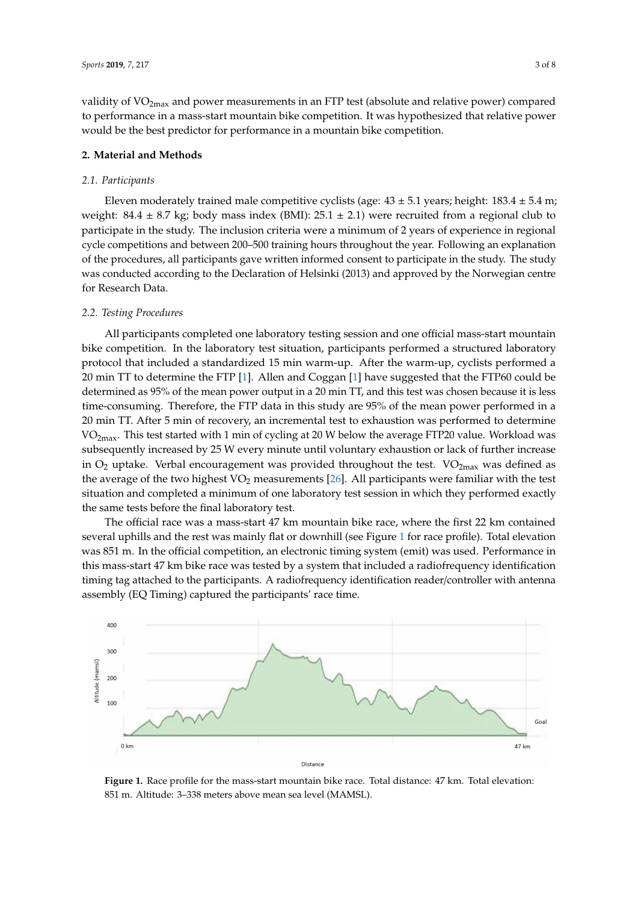validity of $VO_{2max}$ and power measurements in an FTP test (absolute and relative power) compared to performance in a mass-start mountain bike competition. It was hypothesized that relative power would be the best predictor for performance in a mountain bike competition.

## 2. Material and Methods

### 2.1. Participants

Eleven moderately trained male competitive cyclists (age: 43 ± 5.1 years; height: 183.4 ± 5.4 m; weight: 84.4 ± 8.7 kg; body mass index (BMI): 25.1 ± 2.1) were recruited from a regional club to participate in the study. The inclusion criteria were a minimum of 2 years of experience in regional cycle competitions and between 200–500 training hours throughout the year. Following an explanation of the procedures, all participants gave written informed consent to participate in the study. The study was conducted according to the Declaration of Helsinki (2013) and approved by the Norwegian centre for Research Data.

### 2.2. Testing Procedures

All participants completed one laboratory testing session and one official mass-start mountain bike competition. In the laboratory test situation, participants performed a structured laboratory protocol that included a standardized 15 min warm-up. After the warm-up, cyclists performed a 20 min TT to determine the FTP [1]. Allen and Coggan [1] have suggested that the FTP60 could be determined as 95% of the mean power output in a 20 min TT, and this test was chosen because it is less time-consuming. Therefore, the FTP data in this study are 95% of the mean power performed in a 20 min TT. After 5 min of recovery, an incremental test to exhaustion was performed to determine $VO_{2max}$. This test started with 1 min of cycling at 20 W below the average FTP20 value. Workload was subsequently increased by 25 W every minute until voluntary exhaustion or lack of further increase in $O_2$ uptake. Verbal encouragement was provided throughout the test. $VO_{2max}$ was defined as the average of the two highest $VO_2$ measurements [26]. All participants were familiar with the test situation and completed a minimum of one laboratory test session in which they performed exactly the same tests before the final laboratory test.

The official race was a mass-start 47 km mountain bike race, where the first 22 km contained several uphills and the rest was mainly flat or downhill (see Figure 1 for race profile). Total elevation was 851 m. In the official competition, an electronic timing system (emit) was used. Performance in this mass-start 47 km bike race was tested by a system that included a radiofrequency identification timing tag attached to the participants. A radiofrequency identification reader/controller with antenna assembly (EQ Timing) captured the participants' race time.

**Figure 1.** Race profile for the mass-start mountain bike race. Total distance: 47 km. Total elevation: 851 m. Altitude: 3–338 meters above mean sea level (MAMSL).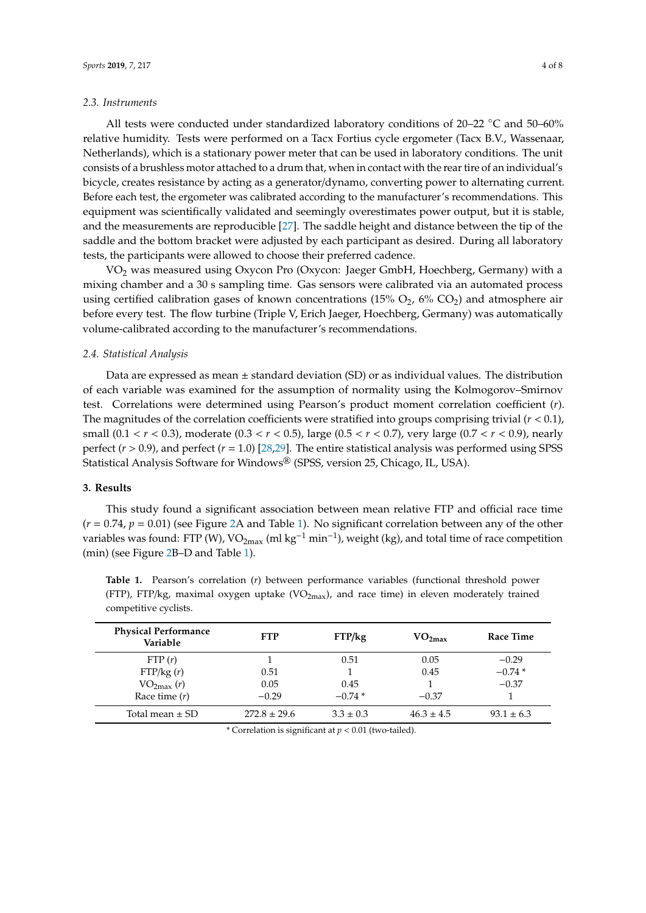### 2.3. Instruments

All tests were conducted under standardized laboratory conditions of 20–22 °C and 50–60% relative humidity. Tests were performed on a Tacx Fortius cycle ergometer (Tacx B.V., Wassenaar, Netherlands), which is a stationary power meter that can be used in laboratory conditions. The unit consists of a brushless motor attached to a drum that, when in contact with the rear tire of an individual's bicycle, creates resistance by acting as a generator/dynamo, converting power to alternating current. Before each test, the ergometer was calibrated according to the manufacturer's recommendations. This equipment was scientifically validated and seemingly overestimates power output, but it is stable, and the measurements are reproducible [27]. The saddle height and distance between the tip of the saddle and the bottom bracket were adjusted by each participant as desired. During all laboratory tests, the participants were allowed to choose their preferred cadence.

$VO_2$ was measured using Oxycon Pro (Oxycon: Jaeger GmbH, Hoechberg, Germany) with a mixing chamber and a 30 s sampling time. Gas sensors were calibrated via an automated process using certified calibration gases of known concentrations (15% $O_2$, 6% $CO_2$) and atmosphere air before every test. The flow turbine (Triple V, Erich Jaeger, Hoechberg, Germany) was automatically volume-calibrated according to the manufacturer's recommendations.

### 2.4. Statistical Analysis

Data are expressed as mean ± standard deviation (SD) or as individual values. The distribution of each variable was examined for the assumption of normality using the Kolmogorov–Smirnov test. Correlations were determined using Pearson's product moment correlation coefficient ($r$). The magnitudes of the correlation coefficients were stratified into groups comprising trivial ($r < 0.1$), small ($0.1 < r < 0.3$), moderate ($0.3 < r < 0.5$), large ($0.5 < r < 0.7$), very large ($0.7 < r < 0.9$), nearly perfect ($r > 0.9$), and perfect ($r = 1.0$) [28,29]. The entire statistical analysis was performed using SPSS Statistical Analysis Software for Windows® (SPSS, version 25, Chicago, IL, USA).

## 3. Results

This study found a significant association between mean relative FTP and official race time ($r = 0.74$, $p = 0.01$) (see Figure 2A and Table 1). No significant correlation between any of the other variables was found: FTP (W), $VO_{2max}$ (ml kg$^{-1}$ min$^{-1}$), weight (kg), and total time of race competition (min) (see Figure 2B–D and Table 1).

**Table 1.** Pearson's correlation ($r$) between performance variables (functional threshold power (FTP), FTP/kg, maximal oxygen uptake ($VO_{2max}$), and race time) in eleven moderately trained competitive cyclists.

| Physical Performance Variable | FTP | FTP/kg | $VO_{2max}$ | Race Time |
|---|---|---|---|---|
| FTP ($r$) | 1 | 0.51 | 0.05 | −0.29 |
| FTP/kg ($r$) | 0.51 | 1 | 0.45 | −0.74 * |
| $VO_{2max}$ ($r$) | 0.05 | 0.45 | 1 | −0.37 |
| Race time ($r$) | −0.29 | −0.74 * | −0.37 | 1 |
| Total mean ± SD | 272.8 ± 29.6 | 3.3 ± 0.3 | 46.3 ± 4.5 | 93.1 ± 6.3 |

* Correlation is significant at $p < 0.01$ (two-tailed).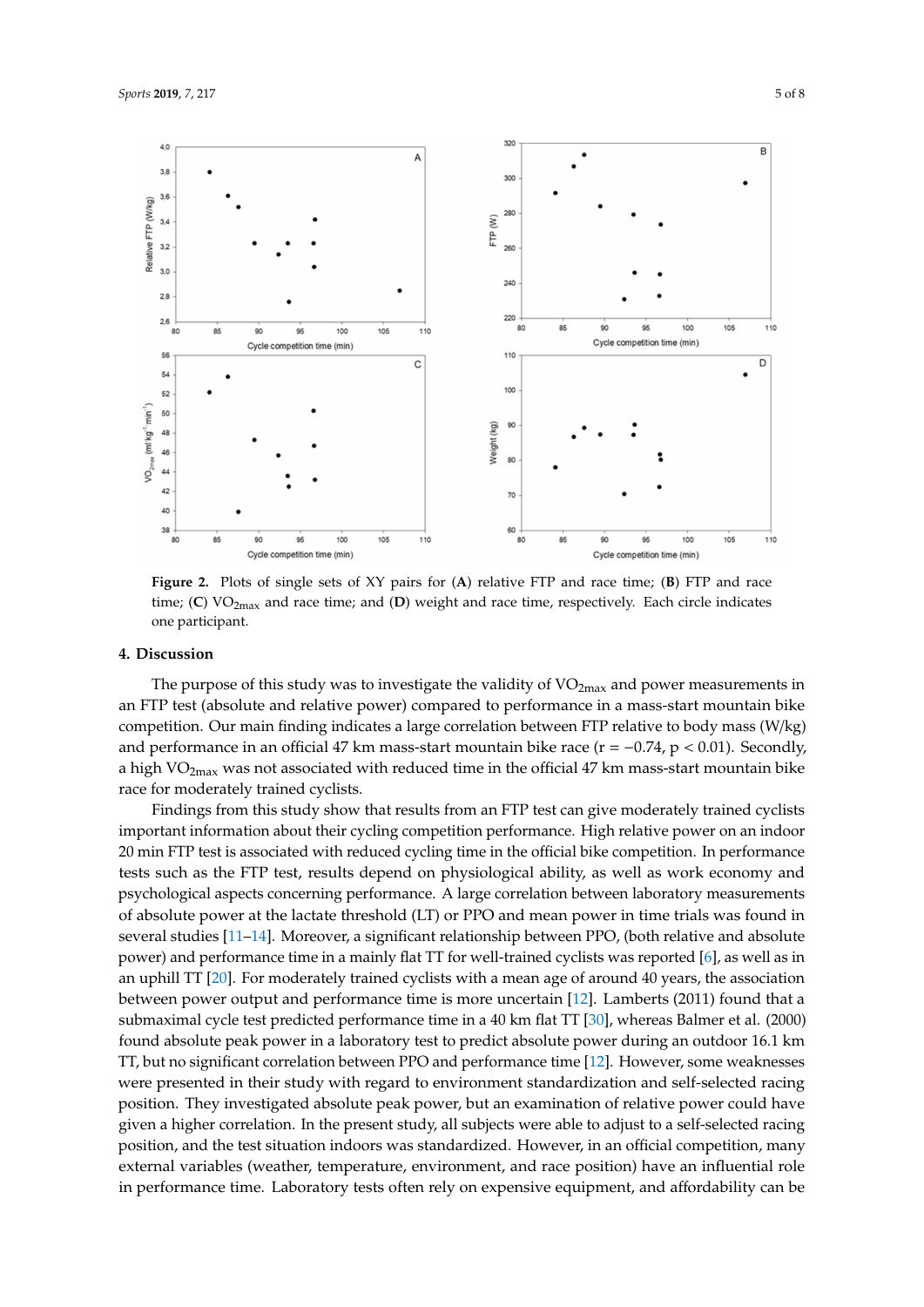**Figure 2.** Plots of single sets of XY pairs for (**A**) relative FTP and race time; (**B**) FTP and race time; (**C**) $VO_{2max}$ and race time; and (**D**) weight and race time, respectively. Each circle indicates one participant.

## 4. Discussion

The purpose of this study was to investigate the validity of $VO_{2max}$ and power measurements in an FTP test (absolute and relative power) compared to performance in a mass-start mountain bike competition. Our main finding indicates a large correlation between FTP relative to body mass (W/kg) and performance in an official 47 km mass-start mountain bike race ($r = -0.74$, $p < 0.01$). Secondly, a high $VO_{2max}$ was not associated with reduced time in the official 47 km mass-start mountain bike race for moderately trained cyclists.

Findings from this study show that results from an FTP test can give moderately trained cyclists important information about their cycling competition performance. High relative power on an indoor 20 min FTP test is associated with reduced cycling time in the official bike competition. In performance tests such as the FTP test, results depend on physiological ability, as well as work economy and psychological aspects concerning performance. A large correlation between laboratory measurements of absolute power at the lactate threshold (LT) or PPO and mean power in time trials was found in several studies [11–14]. Moreover, a significant relationship between PPO, (both relative and absolute power) and performance time in a mainly flat TT for well-trained cyclists was reported [6], as well as in an uphill TT [20]. For moderately trained cyclists with a mean age of around 40 years, the association between power output and performance time is more uncertain [12]. Lamberts (2011) found that a submaximal cycle test predicted performance time in a 40 km flat TT [30], whereas Balmer et al. (2000) found absolute peak power in a laboratory test to predict absolute power during an outdoor 16.1 km TT, but no significant correlation between PPO and performance time [12]. However, some weaknesses were presented in their study with regard to environment standardization and self-selected racing position. They investigated absolute peak power, but an examination of relative power could have given a higher correlation. In the present study, all subjects were able to adjust to a self-selected racing position, and the test situation indoors was standardized. However, in an official competition, many external variables (weather, temperature, environment, and race position) have an influential role in performance time. Laboratory tests often rely on expensive equipment, and affordability can be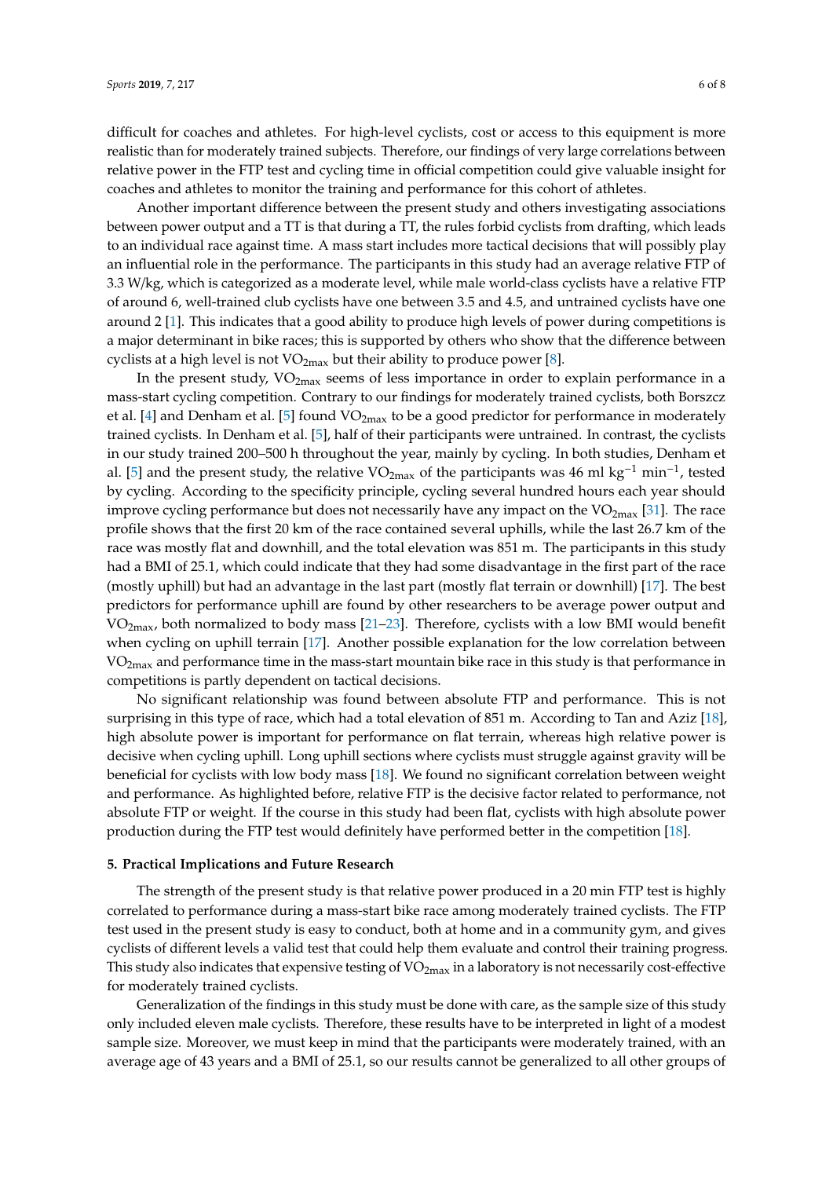difficult for coaches and athletes. For high-level cyclists, cost or access to this equipment is more realistic than for moderately trained subjects. Therefore, our findings of very large correlations between relative power in the FTP test and cycling time in official competition could give valuable insight for coaches and athletes to monitor the training and performance for this cohort of athletes.

Another important difference between the present study and others investigating associations between power output and a TT is that during a TT, the rules forbid cyclists from drafting, which leads to an individual race against time. A mass start includes more tactical decisions that will possibly play an influential role in the performance. The participants in this study had an average relative FTP of 3.3 W/kg, which is categorized as a moderate level, while male world-class cyclists have a relative FTP of around 6, well-trained club cyclists have one between 3.5 and 4.5, and untrained cyclists have one around 2 [1]. This indicates that a good ability to produce high levels of power during competitions is a major determinant in bike races; this is supported by others who show that the difference between cyclists at a high level is not $VO_{2max}$ but their ability to produce power [8].

In the present study, $VO_{2max}$ seems of less importance in order to explain performance in a mass-start cycling competition. Contrary to our findings for moderately trained cyclists, both Borszcz et al. [4] and Denham et al. [5] found $VO_{2max}$ to be a good predictor for performance in moderately trained cyclists. In Denham et al. [5], half of their participants were untrained. In contrast, the cyclists in our study trained 200–500 h throughout the year, mainly by cycling. In both studies, Denham et al. [5] and the present study, the relative $VO_{2max}$ of the participants was 46 ml $kg^{-1}$ $min^{-1}$, tested by cycling. According to the specificity principle, cycling several hundred hours each year should improve cycling performance but does not necessarily have any impact on the $VO_{2max}$ [31]. The race profile shows that the first 20 km of the race contained several uphills, while the last 26.7 km of the race was mostly flat and downhill, and the total elevation was 851 m. The participants in this study had a BMI of 25.1, which could indicate that they had some disadvantage in the first part of the race (mostly uphill) but had an advantage in the last part (mostly flat terrain or downhill) [17]. The best predictors for performance uphill are found by other researchers to be average power output and $VO_{2max}$, both normalized to body mass [21–23]. Therefore, cyclists with a low BMI would benefit when cycling on uphill terrain [17]. Another possible explanation for the low correlation between $VO_{2max}$ and performance time in the mass-start mountain bike race in this study is that performance in competitions is partly dependent on tactical decisions.

No significant relationship was found between absolute FTP and performance. This is not surprising in this type of race, which had a total elevation of 851 m. According to Tan and Aziz [18], high absolute power is important for performance on flat terrain, whereas high relative power is decisive when cycling uphill. Long uphill sections where cyclists must struggle against gravity will be beneficial for cyclists with low body mass [18]. We found no significant correlation between weight and performance. As highlighted before, relative FTP is the decisive factor related to performance, not absolute FTP or weight. If the course in this study had been flat, cyclists with high absolute power production during the FTP test would definitely have performed better in the competition [18].

## 5. Practical Implications and Future Research

The strength of the present study is that relative power produced in a 20 min FTP test is highly correlated to performance during a mass-start bike race among moderately trained cyclists. The FTP test used in the present study is easy to conduct, both at home and in a community gym, and gives cyclists of different levels a valid test that could help them evaluate and control their training progress. This study also indicates that expensive testing of $VO_{2max}$ in a laboratory is not necessarily cost-effective for moderately trained cyclists.

Generalization of the findings in this study must be done with care, as the sample size of this study only included eleven male cyclists. Therefore, these results have to be interpreted in light of a modest sample size. Moreover, we must keep in mind that the participants were moderately trained, with an average age of 43 years and a BMI of 25.1, so our results cannot be generalized to all other groups of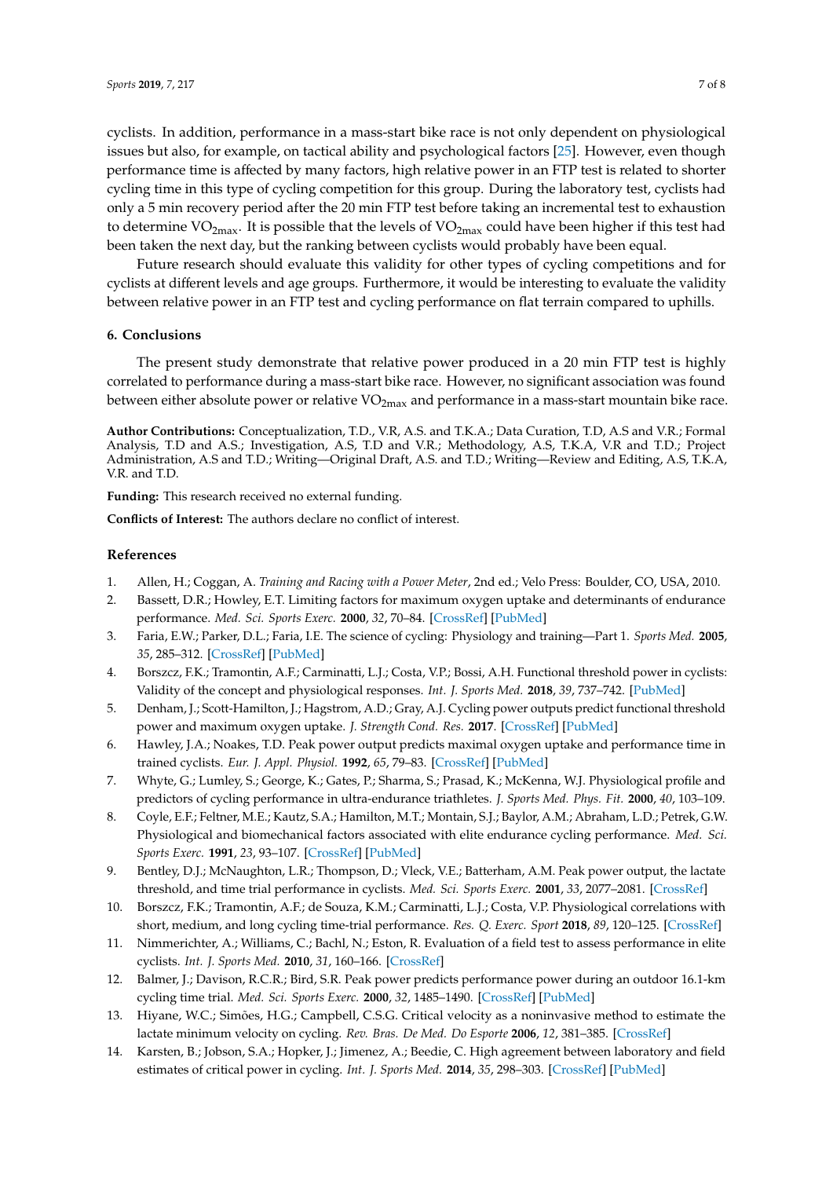cyclists. In addition, performance in a mass-start bike race is not only dependent on physiological issues but also, for example, on tactical ability and psychological factors [25]. However, even though performance time is affected by many factors, high relative power in an FTP test is related to shorter cycling time in this type of cycling competition for this group. During the laboratory test, cyclists had only a 5 min recovery period after the 20 min FTP test before taking an incremental test to exhaustion to determine $VO_{2max}$. It is possible that the levels of $VO_{2max}$ could have been higher if this test had been taken the next day, but the ranking between cyclists would probably have been equal.

Future research should evaluate this validity for other types of cycling competitions and for cyclists at different levels and age groups. Furthermore, it would be interesting to evaluate the validity between relative power in an FTP test and cycling performance on flat terrain compared to uphills.

## 6. Conclusions

The present study demonstrate that relative power produced in a 20 min FTP test is highly correlated to performance during a mass-start bike race. However, no significant association was found between either absolute power or relative $VO_{2max}$ and performance in a mass-start mountain bike race.

**Author Contributions:** Conceptualization, T.D., V.R, A.S. and T.K.A.; Data Curation, T.D, A.S and V.R.; Formal Analysis, T.D and A.S.; Investigation, A.S, T.D and V.R.; Methodology, A.S, T.K.A, V.R and T.D.; Project Administration, A.S and T.D.; Writing—Original Draft, A.S. and T.D.; Writing—Review and Editing, A.S, T.K.A, V.R. and T.D.

**Funding:** This research received no external funding.

**Conflicts of Interest:** The authors declare no conflict of interest.

## References

1. Allen, H.; Coggan, A. *Training and Racing with a Power Meter*, 2nd ed.; Velo Press: Boulder, CO, USA, 2010.
2. Bassett, D.R.; Howley, E.T. Limiting factors for maximum oxygen uptake and determinants of endurance performance. *Med. Sci. Sports Exerc.* **2000**, *32*, 70–84. [CrossRef] [PubMed]
3. Faria, E.W.; Parker, D.L.; Faria, I.E. The science of cycling: Physiology and training—Part 1. *Sports Med.* **2005**, *35*, 285–312. [CrossRef] [PubMed]
4. Borszcz, F.K.; Tramontin, A.F.; Carminatti, L.J.; Costa, V.P.; Bossi, A.H. Functional threshold power in cyclists: Validity of the concept and physiological responses. *Int. J. Sports Med.* **2018**, *39*, 737–742. [PubMed]
5. Denham, J.; Scott-Hamilton, J.; Hagstrom, A.D.; Gray, A.J. Cycling power outputs predict functional threshold power and maximum oxygen uptake. *J. Strength Cond. Res.* **2017**. [CrossRef] [PubMed]
6. Hawley, J.A.; Noakes, T.D. Peak power output predicts maximal oxygen uptake and performance time in trained cyclists. *Eur. J. Appl. Physiol.* **1992**, *65*, 79–83. [CrossRef] [PubMed]
7. Whyte, G.; Lumley, S.; George, K.; Gates, P.; Sharma, S.; Prasad, K.; McKenna, W.J. Physiological profile and predictors of cycling performance in ultra-endurance triathletes. *J. Sports Med. Phys. Fit.* **2000**, *40*, 103–109.
8. Coyle, E.F.; Feltner, M.E.; Kautz, S.A.; Hamilton, M.T.; Montain, S.J.; Baylor, A.M.; Abraham, L.D.; Petrek, G.W. Physiological and biomechanical factors associated with elite endurance cycling performance. *Med. Sci. Sports Exerc.* **1991**, *23*, 93–107. [CrossRef] [PubMed]
9. Bentley, D.J.; McNaughton, L.R.; Thompson, D.; Vleck, V.E.; Batterham, A.M. Peak power output, the lactate threshold, and time trial performance in cyclists. *Med. Sci. Sports Exerc.* **2001**, *33*, 2077–2081. [CrossRef]
10. Borszcz, F.K.; Tramontin, A.F.; de Souza, K.M.; Carminatti, L.J.; Costa, V.P. Physiological correlations with short, medium, and long cycling time-trial performance. *Res. Q. Exerc. Sport* **2018**, *89*, 120–125. [CrossRef]
11. Nimmerichter, A.; Williams, C.; Bachl, N.; Eston, R. Evaluation of a field test to assess performance in elite cyclists. *Int. J. Sports Med.* **2010**, *31*, 160–166. [CrossRef]
12. Balmer, J.; Davison, R.C.R.; Bird, S.R. Peak power predicts performance power during an outdoor 16.1-km cycling time trial. *Med. Sci. Sports Exerc.* **2000**, *32*, 1485–1490. [CrossRef] [PubMed]
13. Hiyane, W.C.; Simões, H.G.; Campbell, C.S.G. Critical velocity as a noninvasive method to estimate the lactate minimum velocity on cycling. *Rev. Bras. De Med. Do Esporte* **2006**, *12*, 381–385. [CrossRef]
14. Karsten, B.; Jobson, S.A.; Hopker, J.; Jimenez, A.; Beedie, C. High agreement between laboratory and field estimates of critical power in cycling. *Int. J. Sports Med.* **2014**, *35*, 298–303. [CrossRef] [PubMed]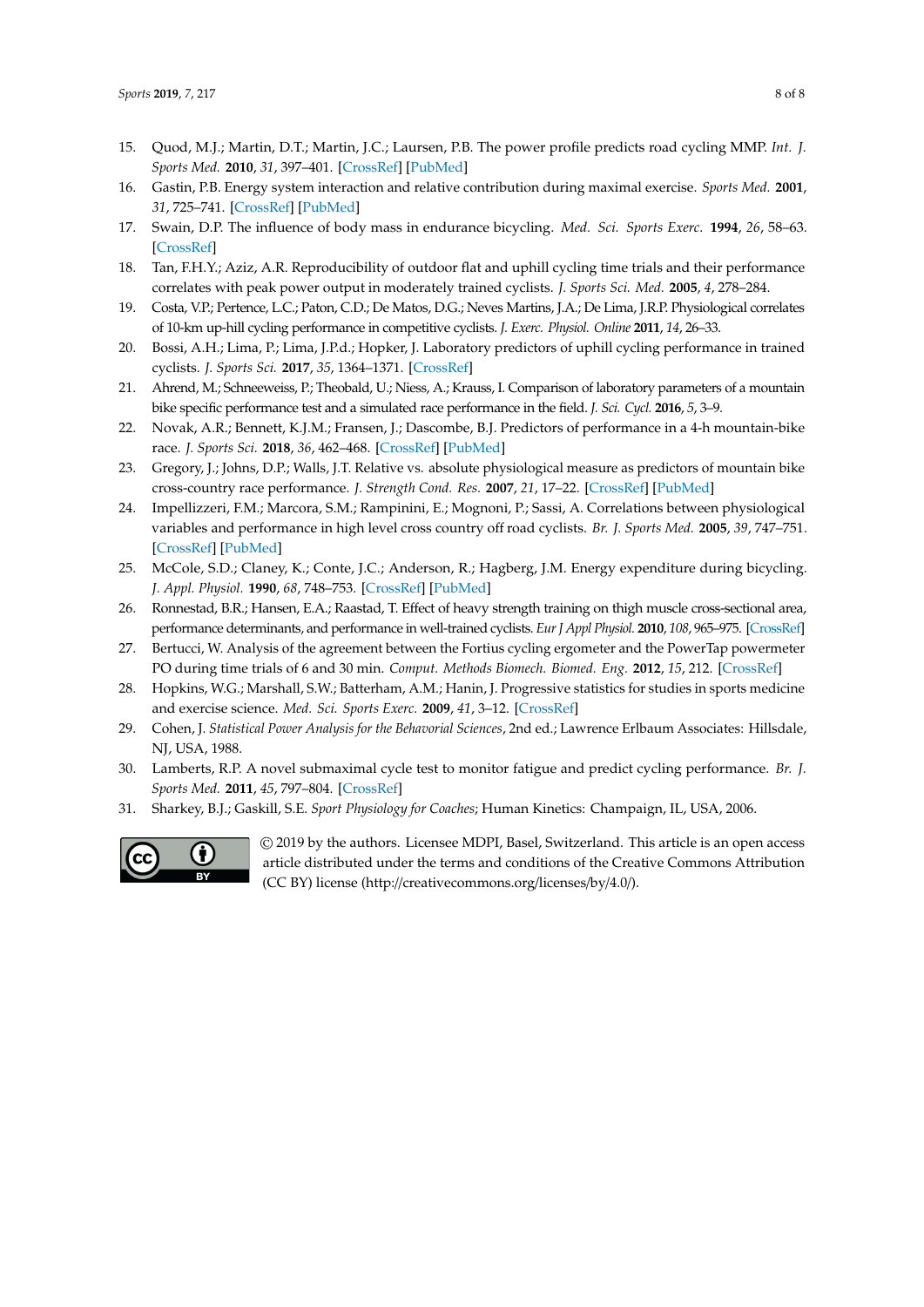15. Quod, M.J.; Martin, D.T.; Martin, J.C.; Laursen, P.B. The power profile predicts road cycling MMP. *Int. J. Sports Med.* **2010**, *31*, 397–401. [CrossRef] [PubMed]
16. Gastin, P.B. Energy system interaction and relative contribution during maximal exercise. *Sports Med.* **2001**, *31*, 725–741. [CrossRef] [PubMed]
17. Swain, D.P. The influence of body mass in endurance bicycling. *Med. Sci. Sports Exerc.* **1994**, *26*, 58–63. [CrossRef]
18. Tan, F.H.Y.; Aziz, A.R. Reproducibility of outdoor flat and uphill cycling time trials and their performance correlates with peak power output in moderately trained cyclists. *J. Sports Sci. Med.* **2005**, *4*, 278–284.
19. Costa, V.P.; Pertence, L.C.; Paton, C.D.; De Matos, D.G.; Neves Martins, J.A.; De Lima, J.R.P. Physiological correlates of 10-km up-hill cycling performance in competitive cyclists. *J. Exerc. Physiol. Online* **2011**, *14*, 26–33.
20. Bossi, A.H.; Lima, P.; Lima, J.P.d.; Hopker, J. Laboratory predictors of uphill cycling performance in trained cyclists. *J. Sports Sci.* **2017**, *35*, 1364–1371. [CrossRef]
21. Ahrend, M.; Schneeweiss, P.; Theobald, U.; Niess, A.; Krauss, I. Comparison of laboratory parameters of a mountain bike specific performance test and a simulated race performance in the field. *J. Sci. Cycl.* **2016**, *5*, 3–9.
22. Novak, A.R.; Bennett, K.J.M.; Fransen, J.; Dascombe, B.J. Predictors of performance in a 4-h mountain-bike race. *J. Sports Sci.* **2018**, *36*, 462–468. [CrossRef] [PubMed]
23. Gregory, J.; Johns, D.P.; Walls, J.T. Relative vs. absolute physiological measure as predictors of mountain bike cross-country race performance. *J. Strength Cond. Res.* **2007**, *21*, 17–22. [CrossRef] [PubMed]
24. Impellizzeri, F.M.; Marcora, S.M.; Rampinini, E.; Mognoni, P.; Sassi, A. Correlations between physiological variables and performance in high level cross country off road cyclists. *Br. J. Sports Med.* **2005**, *39*, 747–751. [CrossRef] [PubMed]
25. McCole, S.D.; Claney, K.; Conte, J.C.; Anderson, R.; Hagberg, J.M. Energy expenditure during bicycling. *J. Appl. Physiol.* **1990**, *68*, 748–753. [CrossRef] [PubMed]
26. Ronnestad, B.R.; Hansen, E.A.; Raastad, T. Effect of heavy strength training on thigh muscle cross-sectional area, performance determinants, and performance in well-trained cyclists. *Eur J Appl Physiol.* **2010**, *108*, 965–975. [CrossRef]
27. Bertucci, W. Analysis of the agreement between the Fortius cycling ergometer and the PowerTap powermeter PO during time trials of 6 and 30 min. *Comput. Methods Biomech. Biomed. Eng.* **2012**, *15*, 212. [CrossRef]
28. Hopkins, W.G.; Marshall, S.W.; Batterham, A.M.; Hanin, J. Progressive statistics for studies in sports medicine and exercise science. *Med. Sci. Sports Exerc.* **2009**, *41*, 3–12. [CrossRef]
29. Cohen, J. *Statistical Power Analysis for the Behavorial Sciences*, 2nd ed.; Lawrence Erlbaum Associates: Hillsdale, NJ, USA, 1988.
30. Lamberts, R.P. A novel submaximal cycle test to monitor fatigue and predict cycling performance. *Br. J. Sports Med.* **2011**, *45*, 797–804. [CrossRef]
31. Sharkey, B.J.; Gaskill, S.E. *Sport Physiology for Coaches*; Human Kinetics: Champaign, IL, USA, 2006.

© 2019 by the authors. Licensee MDPI, Basel, Switzerland. This article is an open access article distributed under the terms and conditions of the Creative Commons Attribution (CC BY) license (http://creativecommons.org/licenses/by/4.0/).